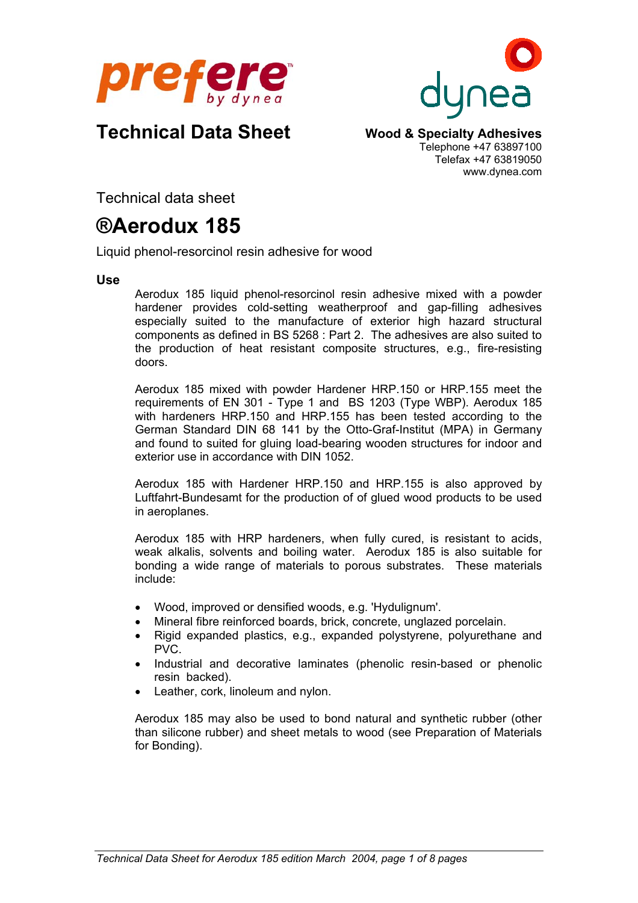prefere by dynea

dynea

# Technical Data Sheet

**Wood & Specialty Adhesives**
Telephone +47 63897100
Telefax +47 63819050
www.dynea.com

Technical data sheet

# ®Aerodux 185

Liquid phenol-resorcinol resin adhesive for wood

## Use

Aerodux 185 liquid phenol-resorcinol resin adhesive mixed with a powder hardener provides cold-setting weatherproof and gap-filling adhesives especially suited to the manufacture of exterior high hazard structural components as defined in BS 5268 : Part 2. The adhesives are also suited to the production of heat resistant composite structures, e.g., fire-resisting doors.

Aerodux 185 mixed with powder Hardener HRP.150 or HRP.155 meet the requirements of EN 301 - Type 1 and BS 1203 (Type WBP). Aerodux 185 with hardeners HRP.150 and HRP.155 has been tested according to the German Standard DIN 68 141 by the Otto-Graf-Institut (MPA) in Germany and found to suited for gluing load-bearing wooden structures for indoor and exterior use in accordance with DIN 1052.

Aerodux 185 with Hardener HRP.150 and HRP.155 is also approved by Luftfahrt-Bundesamt for the production of of glued wood products to be used in aeroplanes.

Aerodux 185 with HRP hardeners, when fully cured, is resistant to acids, weak alkalis, solvents and boiling water. Aerodux 185 is also suitable for bonding a wide range of materials to porous substrates. These materials include:

- Wood, improved or densified woods, e.g. 'Hydulignum'.
- Mineral fibre reinforced boards, brick, concrete, unglazed porcelain.
- Rigid expanded plastics, e.g., expanded polystyrene, polyurethane and PVC.
- Industrial and decorative laminates (phenolic resin-based or phenolic resin backed).
- Leather, cork, linoleum and nylon.

Aerodux 185 may also be used to bond natural and synthetic rubber (other than silicone rubber) and sheet metals to wood (see Preparation of Materials for Bonding).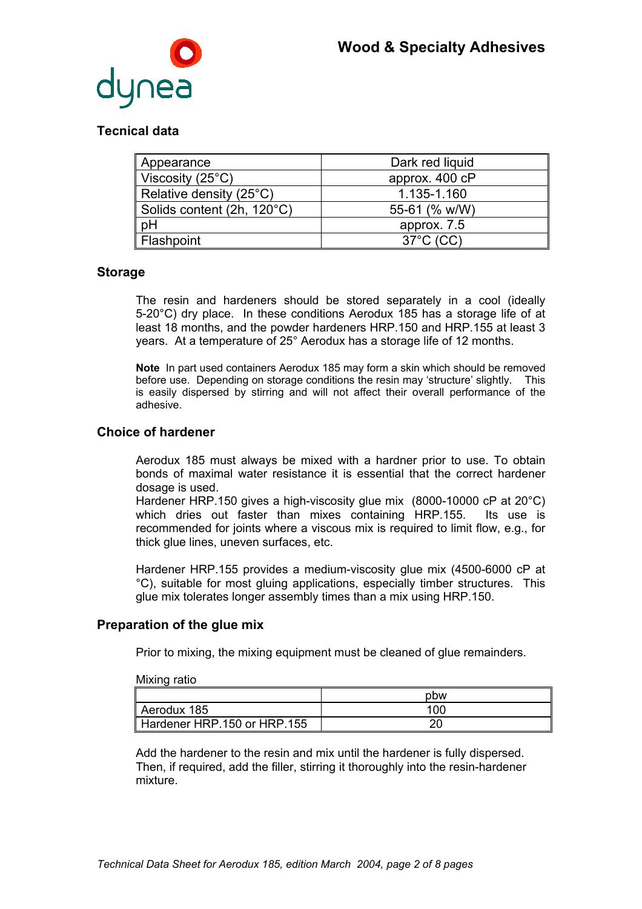## Tecnical data

| Appearance | Dark red liquid |
|---|---|
| Viscosity (25°C) | approx. 400 cP |
| Relative density (25°C) | 1.135-1.160 |
| Solids content (2h, 120°C) | 55-61 (% w/W) |
| pH | approx. 7.5 |
| Flashpoint | 37°C (CC) |

## Storage

The resin and hardeners should be stored separately in a cool (ideally 5-20°C) dry place. In these conditions Aerodux 185 has a storage life of at least 18 months, and the powder hardeners HRP.150 and HRP.155 at least 3 years. At a temperature of 25° Aerodux has a storage life of 12 months.

**Note** In part used containers Aerodux 185 may form a skin which should be removed before use. Depending on storage conditions the resin may 'structure' slightly. This is easily dispersed by stirring and will not affect their overall performance of the adhesive.

## Choice of hardener

Aerodux 185 must always be mixed with a hardner prior to use. To obtain bonds of maximal water resistance it is essential that the correct hardener dosage is used.
Hardener HRP.150 gives a high-viscosity glue mix (8000-10000 cP at 20°C) which dries out faster than mixes containing HRP.155. Its use is recommended for joints where a viscous mix is required to limit flow, e.g., for thick glue lines, uneven surfaces, etc.

Hardener HRP.155 provides a medium-viscosity glue mix (4500-6000 cP at °C), suitable for most gluing applications, especially timber structures. This glue mix tolerates longer assembly times than a mix using HRP.150.

## Preparation of the glue mix

Prior to mixing, the mixing equipment must be cleaned of glue remainders.

Mixing ratio

| | pbw |
|---|---|
| Aerodux 185 | 100 |
| Hardener HRP.150 or HRP.155 | 20 |

Add the hardener to the resin and mix until the hardener is fully dispersed. Then, if required, add the filler, stirring it thoroughly into the resin-hardener mixture.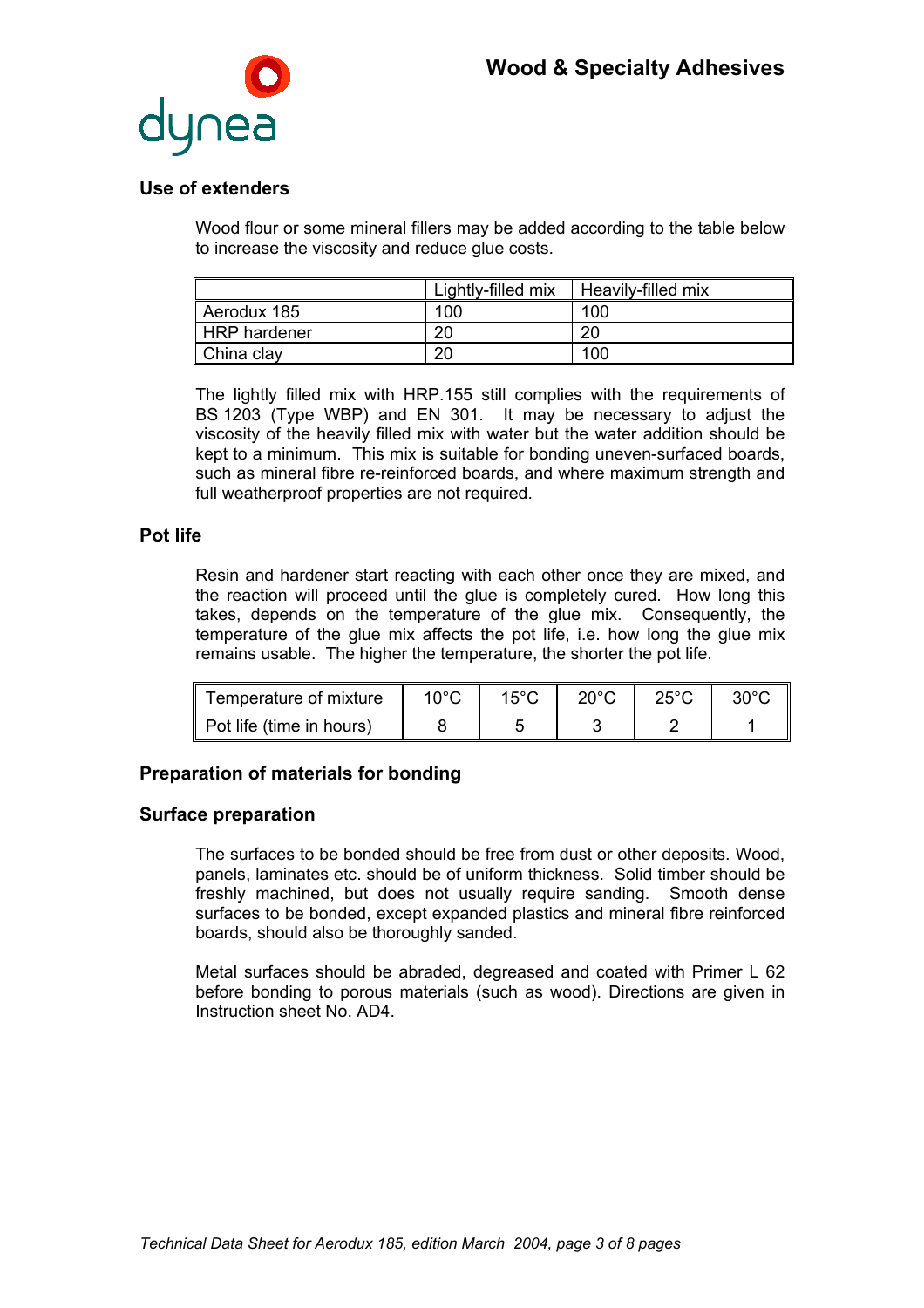## Use of extenders

Wood flour or some mineral fillers may be added according to the table below to increase the viscosity and reduce glue costs.

| | Lightly-filled mix | Heavily-filled mix |
|---|---|---|
| Aerodux 185 | 100 | 100 |
| HRP hardener | 20 | 20 |
| China clay | 20 | 100 |

The lightly filled mix with HRP.155 still complies with the requirements of BS 1203 (Type WBP) and EN 301. It may be necessary to adjust the viscosity of the heavily filled mix with water but the water addition should be kept to a minimum. This mix is suitable for bonding uneven-surfaced boards, such as mineral fibre re-reinforced boards, and where maximum strength and full weatherproof properties are not required.

## Pot life

Resin and hardener start reacting with each other once they are mixed, and the reaction will proceed until the glue is completely cured. How long this takes, depends on the temperature of the glue mix. Consequently, the temperature of the glue mix affects the pot life, i.e. how long the glue mix remains usable. The higher the temperature, the shorter the pot life.

| Temperature of mixture | 10°C | 15°C | 20°C | 25°C | 30°C |
|---|---|---|---|---|---|
| Pot life (time in hours) | 8 | 5 | 3 | 2 | 1 |

## Preparation of materials for bonding

## Surface preparation

The surfaces to be bonded should be free from dust or other deposits. Wood, panels, laminates etc. should be of uniform thickness. Solid timber should be freshly machined, but does not usually require sanding. Smooth dense surfaces to be bonded, except expanded plastics and mineral fibre reinforced boards, should also be thoroughly sanded.

Metal surfaces should be abraded, degreased and coated with Primer L 62 before bonding to porous materials (such as wood). Directions are given in Instruction sheet No. AD4.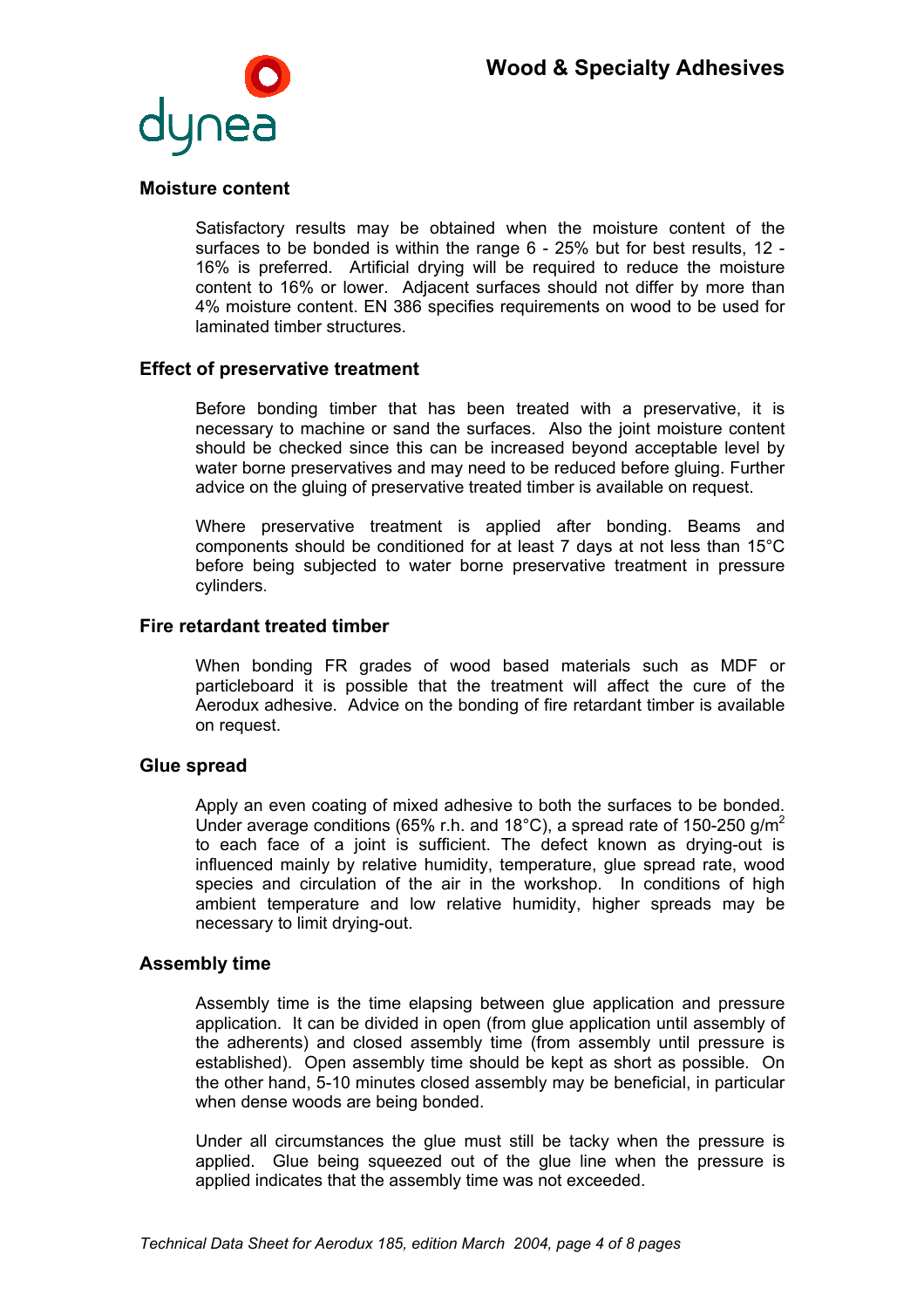## Moisture content

Satisfactory results may be obtained when the moisture content of the surfaces to be bonded is within the range 6 - 25% but for best results, 12 - 16% is preferred. Artificial drying will be required to reduce the moisture content to 16% or lower. Adjacent surfaces should not differ by more than 4% moisture content. EN 386 specifies requirements on wood to be used for laminated timber structures.

## Effect of preservative treatment

Before bonding timber that has been treated with a preservative, it is necessary to machine or sand the surfaces. Also the joint moisture content should be checked since this can be increased beyond acceptable level by water borne preservatives and may need to be reduced before gluing. Further advice on the gluing of preservative treated timber is available on request.

Where preservative treatment is applied after bonding. Beams and components should be conditioned for at least 7 days at not less than 15°C before being subjected to water borne preservative treatment in pressure cylinders.

## Fire retardant treated timber

When bonding FR grades of wood based materials such as MDF or particleboard it is possible that the treatment will affect the cure of the Aerodux adhesive. Advice on the bonding of fire retardant timber is available on request.

## Glue spread

Apply an even coating of mixed adhesive to both the surfaces to be bonded. Under average conditions (65% r.h. and 18°C), a spread rate of 150-250 g/m$^2$ to each face of a joint is sufficient. The defect known as drying-out is influenced mainly by relative humidity, temperature, glue spread rate, wood species and circulation of the air in the workshop. In conditions of high ambient temperature and low relative humidity, higher spreads may be necessary to limit drying-out.

## Assembly time

Assembly time is the time elapsing between glue application and pressure application. It can be divided in open (from glue application until assembly of the adherents) and closed assembly time (from assembly until pressure is established). Open assembly time should be kept as short as possible. On the other hand, 5-10 minutes closed assembly may be beneficial, in particular when dense woods are being bonded.

Under all circumstances the glue must still be tacky when the pressure is applied. Glue being squeezed out of the glue line when the pressure is applied indicates that the assembly time was not exceeded.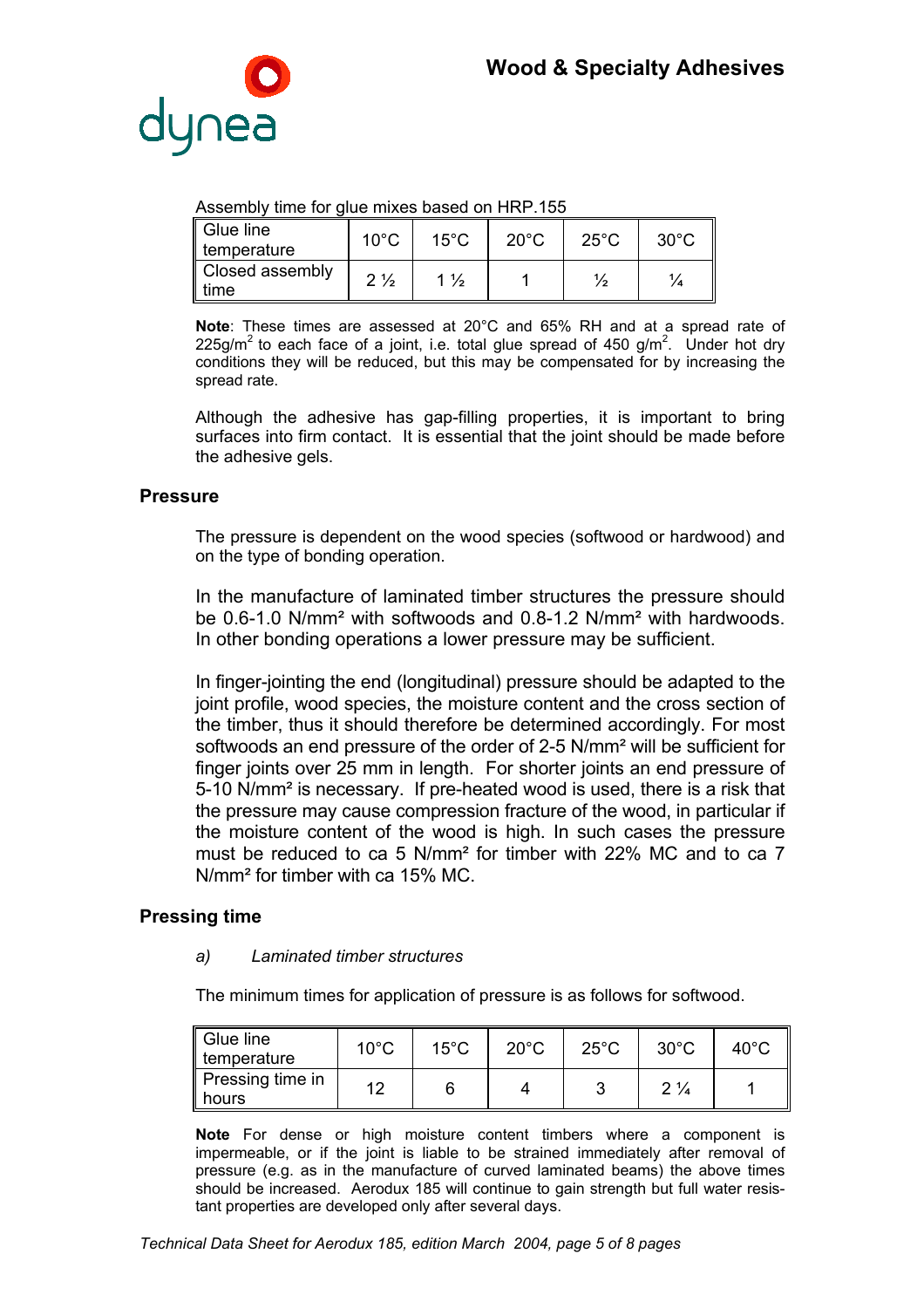Assembly time for glue mixes based on HRP.155

| Glue line temperature | 10°C | 15°C | 20°C | 25°C | 30°C |
|---|---|---|---|---|---|
| Closed assembly time | 2 ½ | 1 ½ | 1 | ½ | ¼ |

**Note**: These times are assessed at 20°C and 65% RH and at a spread rate of 225g/m$^2$ to each face of a joint, i.e. total glue spread of 450 g/m$^2$. Under hot dry conditions they will be reduced, but this may be compensated for by increasing the spread rate.

Although the adhesive has gap-filling properties, it is important to bring surfaces into firm contact. It is essential that the joint should be made before the adhesive gels.

## Pressure

The pressure is dependent on the wood species (softwood or hardwood) and on the type of bonding operation.

In the manufacture of laminated timber structures the pressure should be 0.6-1.0 N/mm² with softwoods and 0.8-1.2 N/mm² with hardwoods. In other bonding operations a lower pressure may be sufficient.

In finger-jointing the end (longitudinal) pressure should be adapted to the joint profile, wood species, the moisture content and the cross section of the timber, thus it should therefore be determined accordingly. For most softwoods an end pressure of the order of 2-5 N/mm² will be sufficient for finger joints over 25 mm in length. For shorter joints an end pressure of 5-10 N/mm² is necessary. If pre-heated wood is used, there is a risk that the pressure may cause compression fracture of the wood, in particular if the moisture content of the wood is high. In such cases the pressure must be reduced to ca 5 N/mm² for timber with 22% MC and to ca 7 N/mm² for timber with ca 15% MC.

## Pressing time

*a) Laminated timber structures*

The minimum times for application of pressure is as follows for softwood.

| Glue line temperature | 10°C | 15°C | 20°C | 25°C | 30°C | 40°C |
|---|---|---|---|---|---|---|
| Pressing time in hours | 12 | 6 | 4 | 3 | 2 ¼ | 1 |

**Note** For dense or high moisture content timbers where a component is impermeable, or if the joint is liable to be strained immediately after removal of pressure (e.g. as in the manufacture of curved laminated beams) the above times should be increased. Aerodux 185 will continue to gain strength but full water resistant properties are developed only after several days.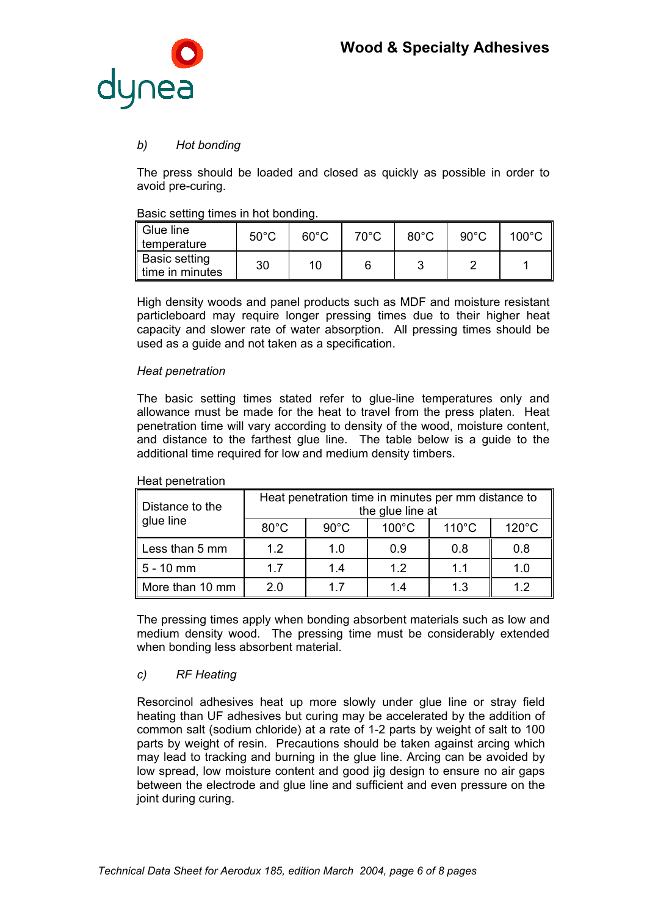*b) Hot bonding*

The press should be loaded and closed as quickly as possible in order to avoid pre-curing.

Basic setting times in hot bonding.

| Glue line temperature | 50°C | 60°C | 70°C | 80°C | 90°C | 100°C |
|---|---|---|---|---|---|---|
| Basic setting time in minutes | 30 | 10 | 6 | 3 | 2 | 1 |

High density woods and panel products such as MDF and moisture resistant particleboard may require longer pressing times due to their higher heat capacity and slower rate of water absorption. All pressing times should be used as a guide and not taken as a specification.

*Heat penetration*

The basic setting times stated refer to glue-line temperatures only and allowance must be made for the heat to travel from the press platen. Heat penetration time will vary according to density of the wood, moisture content, and distance to the farthest glue line. The table below is a guide to the additional time required for low and medium density timbers.

Heat penetration

| Distance to the glue line | Heat penetration time in minutes per mm distance to the glue line at | | | | |
|---|---|---|---|---|---|
| | 80°C | 90°C | 100°C | 110°C | 120°C |
| Less than 5 mm | 1.2 | 1.0 | 0.9 | 0.8 | 0.8 |
| 5 - 10 mm | 1.7 | 1.4 | 1.2 | 1.1 | 1.0 |
| More than 10 mm | 2.0 | 1.7 | 1.4 | 1.3 | 1.2 |

The pressing times apply when bonding absorbent materials such as low and medium density wood. The pressing time must be considerably extended when bonding less absorbent material.

*c) RF Heating*

Resorcinol adhesives heat up more slowly under glue line or stray field heating than UF adhesives but curing may be accelerated by the addition of common salt (sodium chloride) at a rate of 1-2 parts by weight of salt to 100 parts by weight of resin. Precautions should be taken against arcing which may lead to tracking and burning in the glue line. Arcing can be avoided by low spread, low moisture content and good jig design to ensure no air gaps between the electrode and glue line and sufficient and even pressure on the joint during curing.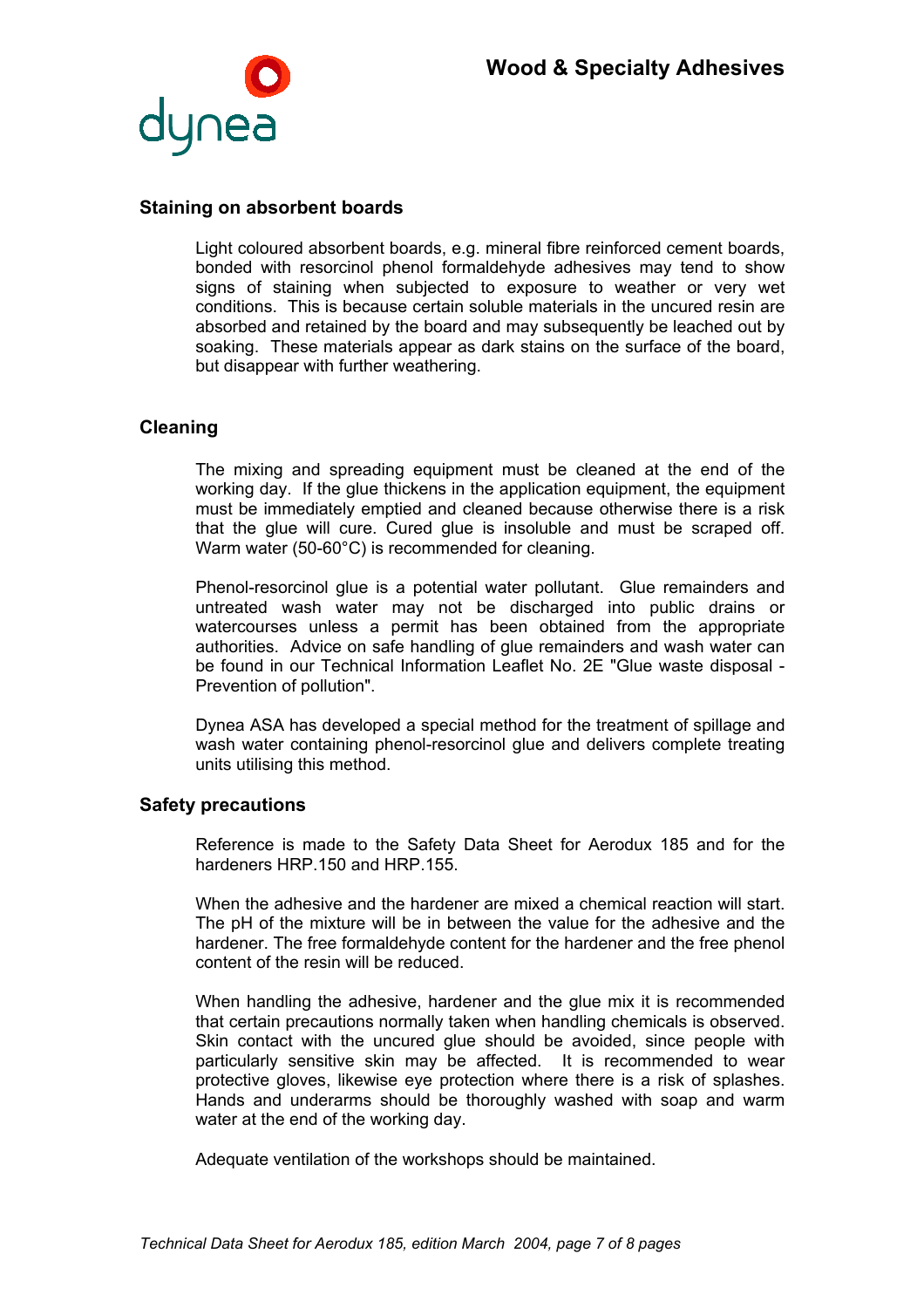## Staining on absorbent boards

Light coloured absorbent boards, e.g. mineral fibre reinforced cement boards, bonded with resorcinol phenol formaldehyde adhesives may tend to show signs of staining when subjected to exposure to weather or very wet conditions. This is because certain soluble materials in the uncured resin are absorbed and retained by the board and may subsequently be leached out by soaking. These materials appear as dark stains on the surface of the board, but disappear with further weathering.

## Cleaning

The mixing and spreading equipment must be cleaned at the end of the working day. If the glue thickens in the application equipment, the equipment must be immediately emptied and cleaned because otherwise there is a risk that the glue will cure. Cured glue is insoluble and must be scraped off. Warm water (50-60°C) is recommended for cleaning.

Phenol-resorcinol glue is a potential water pollutant. Glue remainders and untreated wash water may not be discharged into public drains or watercourses unless a permit has been obtained from the appropriate authorities. Advice on safe handling of glue remainders and wash water can be found in our Technical Information Leaflet No. 2E "Glue waste disposal - Prevention of pollution".

Dynea ASA has developed a special method for the treatment of spillage and wash water containing phenol-resorcinol glue and delivers complete treating units utilising this method.

## Safety precautions

Reference is made to the Safety Data Sheet for Aerodux 185 and for the hardeners HRP.150 and HRP.155.

When the adhesive and the hardener are mixed a chemical reaction will start. The pH of the mixture will be in between the value for the adhesive and the hardener. The free formaldehyde content for the hardener and the free phenol content of the resin will be reduced.

When handling the adhesive, hardener and the glue mix it is recommended that certain precautions normally taken when handling chemicals is observed. Skin contact with the uncured glue should be avoided, since people with particularly sensitive skin may be affected. It is recommended to wear protective gloves, likewise eye protection where there is a risk of splashes. Hands and underarms should be thoroughly washed with soap and warm water at the end of the working day.

Adequate ventilation of the workshops should be maintained.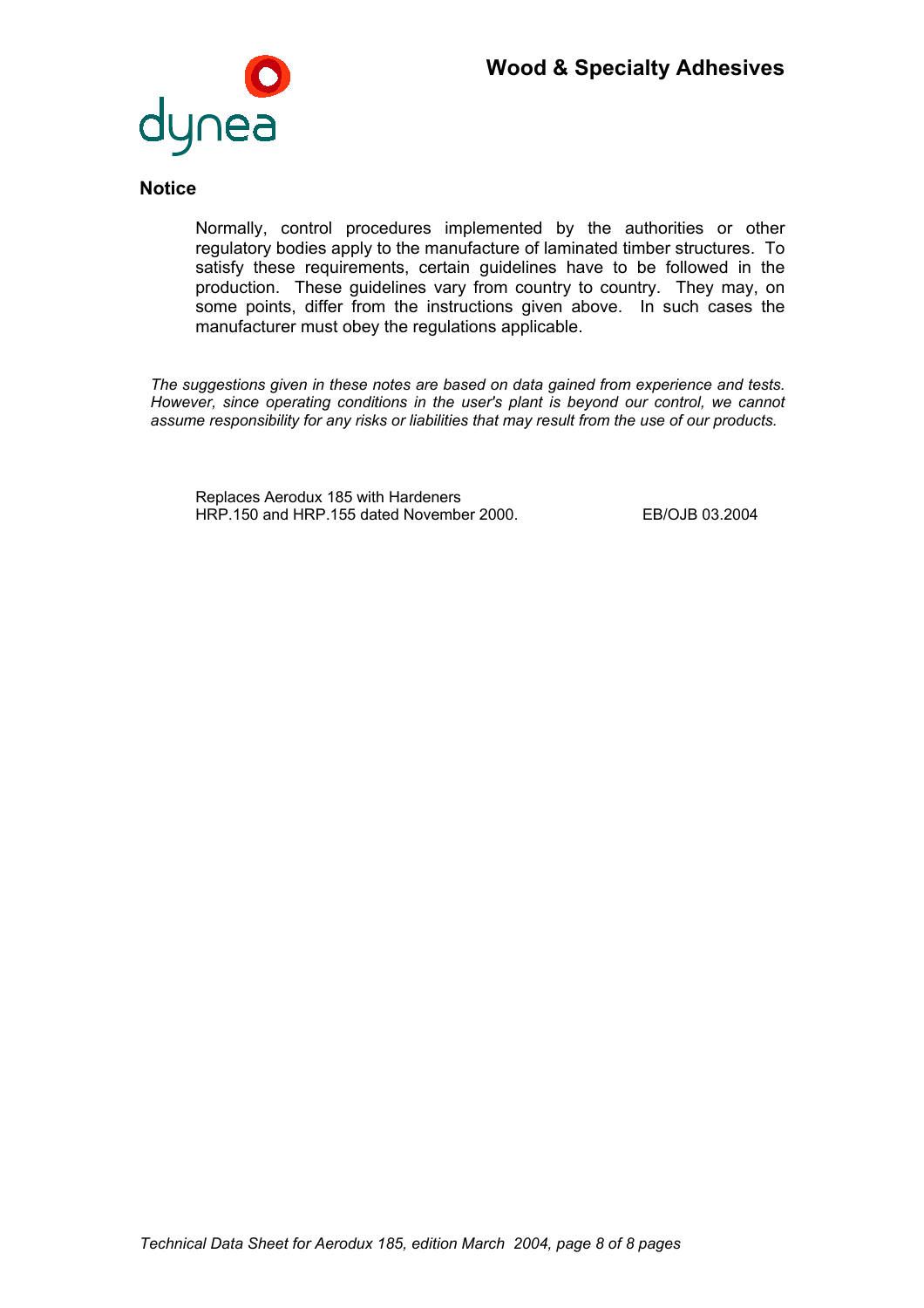## Notice

Normally, control procedures implemented by the authorities or other regulatory bodies apply to the manufacture of laminated timber structures. To satisfy these requirements, certain guidelines have to be followed in the production. These guidelines vary from country to country. They may, on some points, differ from the instructions given above. In such cases the manufacturer must obey the regulations applicable.

*The suggestions given in these notes are based on data gained from experience and tests. However, since operating conditions in the user's plant is beyond our control, we cannot assume responsibility for any risks or liabilities that may result from the use of our products.*

Replaces Aerodux 185 with Hardeners HRP.150 and HRP.155 dated November 2000.

EB/OJB 03.2004